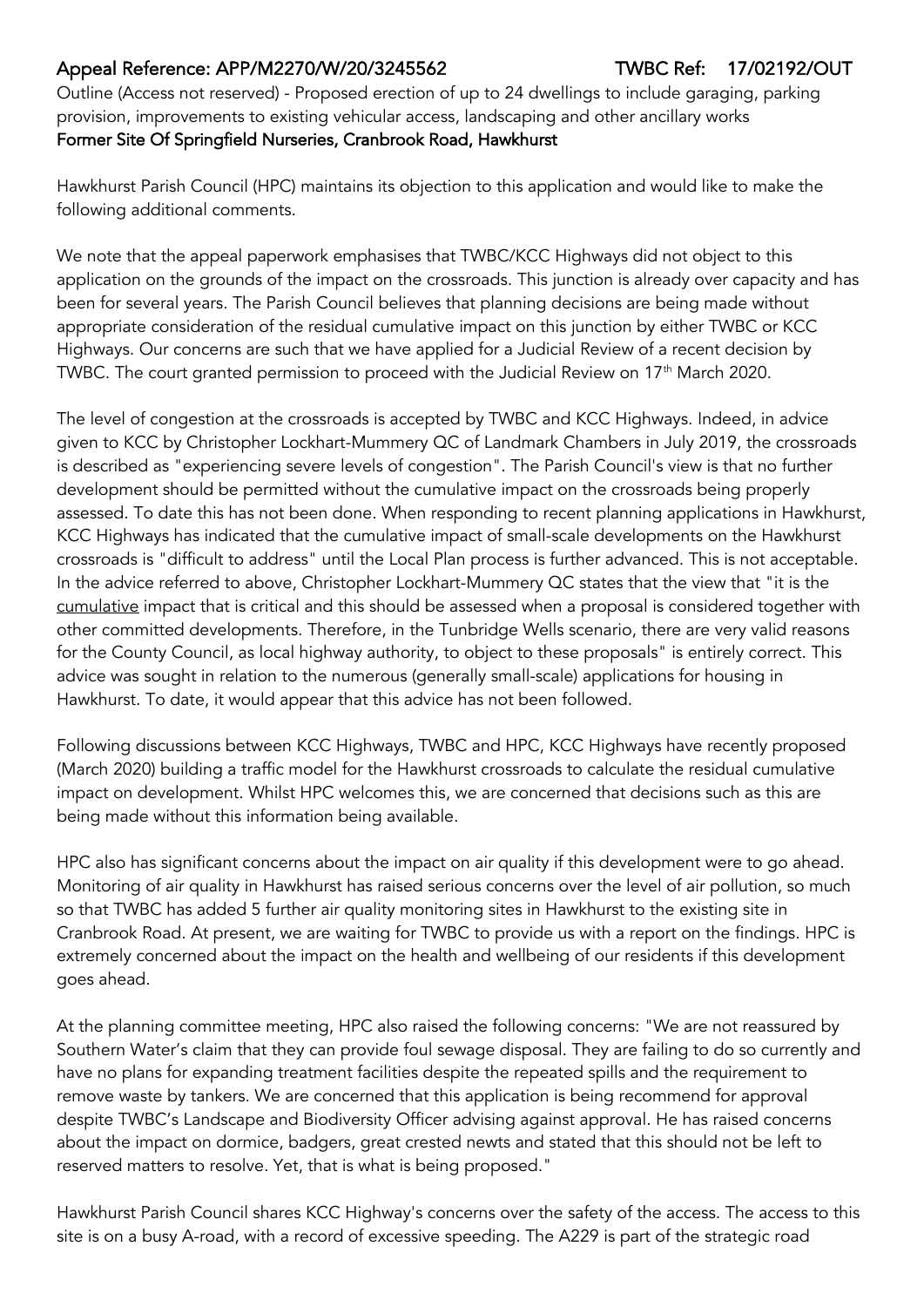**Appeal Reference: APP/M2270/W/20/3245562 TWBC Ref: 17/02192/OUT**

Outline (Access not reserved) - Proposed erection of up to 24 dwellings to include garaging, parking provision, improvements to existing vehicular access, landscaping and other ancillary works

**Former Site Of Springfield Nurseries, Cranbrook Road, Hawkhurst**

Hawkhurst Parish Council (HPC) maintains its objection to this application and would like to make the following additional comments.

We note that the appeal paperwork emphasises that TWBC/KCC Highways did not object to this application on the grounds of the impact on the crossroads. This junction is already over capacity and has been for several years. The Parish Council believes that planning decisions are being made without appropriate consideration of the residual cumulative impact on this junction by either TWBC or KCC Highways. Our concerns are such that we have applied for a Judicial Review of a recent decision by TWBC. The court granted permission to proceed with the Judicial Review on 17th March 2020.

The level of congestion at the crossroads is accepted by TWBC and KCC Highways. Indeed, in advice given to KCC by Christopher Lockhart-Mummery QC of Landmark Chambers in July 2019, the crossroads is described as "experiencing severe levels of congestion". The Parish Council's view is that no further development should be permitted without the cumulative impact on the crossroads being properly assessed. To date this has not been done. When responding to recent planning applications in Hawkhurst, KCC Highways has indicated that the cumulative impact of small-scale developments on the Hawkhurst crossroads is "difficult to address" until the Local Plan process is further advanced. This is not acceptable. In the advice referred to above, Christopher Lockhart-Mummery QC states that the view that "it is the cumulative impact that is critical and this should be assessed when a proposal is considered together with other committed developments. Therefore, in the Tunbridge Wells scenario, there are very valid reasons for the County Council, as local highway authority, to object to these proposals" is entirely correct. This advice was sought in relation to the numerous (generally small-scale) applications for housing in Hawkhurst. To date, it would appear that this advice has not been followed.

Following discussions between KCC Highways, TWBC and HPC, KCC Highways have recently proposed (March 2020) building a traffic model for the Hawkhurst crossroads to calculate the residual cumulative impact on development. Whilst HPC welcomes this, we are concerned that decisions such as this are being made without this information being available.

HPC also has significant concerns about the impact on air quality if this development were to go ahead. Monitoring of air quality in Hawkhurst has raised serious concerns over the level of air pollution, so much so that TWBC has added 5 further air quality monitoring sites in Hawkhurst to the existing site in Cranbrook Road. At present, we are waiting for TWBC to provide us with a report on the findings. HPC is extremely concerned about the impact on the health and wellbeing of our residents if this development goes ahead.

At the planning committee meeting, HPC also raised the following concerns: "We are not reassured by Southern Water's claim that they can provide foul sewage disposal. They are failing to do so currently and have no plans for expanding treatment facilities despite the repeated spills and the requirement to remove waste by tankers. We are concerned that this application is being recommend for approval despite TWBC's Landscape and Biodiversity Officer advising against approval. He has raised concerns about the impact on dormice, badgers, great crested newts and stated that this should not be left to reserved matters to resolve. Yet, that is what is being proposed."

Hawkhurst Parish Council shares KCC Highway's concerns over the safety of the access. The access to this site is on a busy A-road, with a record of excessive speeding. The A229 is part of the strategic road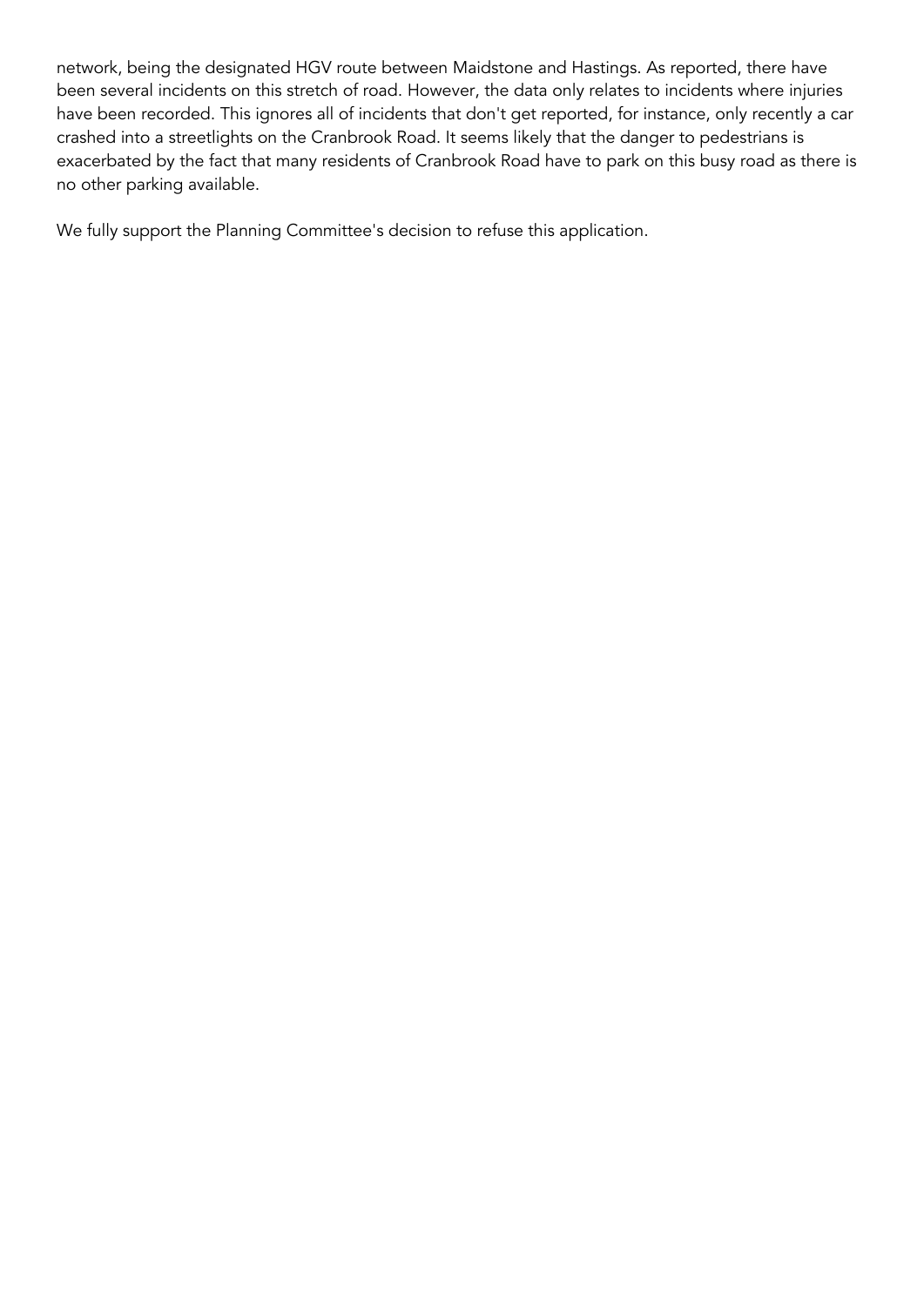network, being the designated HGV route between Maidstone and Hastings. As reported, there have been several incidents on this stretch of road. However, the data only relates to incidents where injuries have been recorded. This ignores all of incidents that don't get reported, for instance, only recently a car crashed into a streetlights on the Cranbrook Road. It seems likely that the danger to pedestrians is exacerbated by the fact that many residents of Cranbrook Road have to park on this busy road as there is no other parking available.

We fully support the Planning Committee's decision to refuse this application.